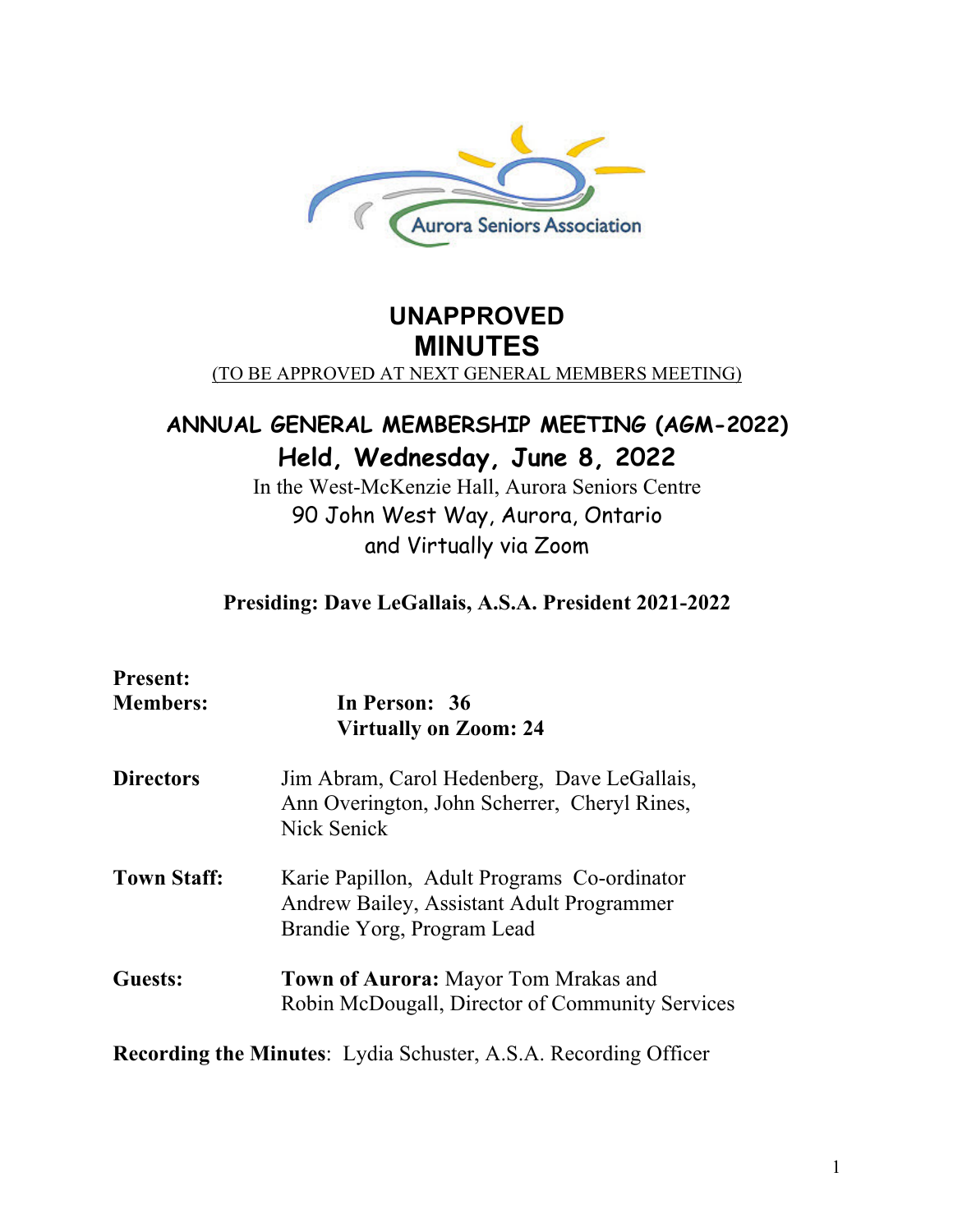Aurora Seniors Association

# UNAPPROVED MINUTES

(TO BE APPROVED AT NEXT GENERAL MEMBERS MEETING)

## ANNUAL GENERAL MEMBERSHIP MEETING (AGM-2022)

## Held, Wednesday, June 8, 2022

In the West-McKenzie Hall, Aurora Seniors Centre
90 John West Way, Aurora, Ontario
and Virtually via Zoom

**Presiding: Dave LeGallais, A.S.A. President 2021-2022**

**Present:**

**Members:** **In Person: 36**
**Virtually on Zoom: 24**

**Directors** Jim Abram, Carol Hedenberg, Dave LeGallais, Ann Overington, John Scherrer, Cheryl Rines, Nick Senick

**Town Staff:** Karie Papillon, Adult Programs Co-ordinator
Andrew Bailey, Assistant Adult Programmer
Brandie Yorg, Program Lead

**Guests:** **Town of Aurora:** Mayor Tom Mrakas and
Robin McDougall, Director of Community Services

**Recording the Minutes**: Lydia Schuster, A.S.A. Recording Officer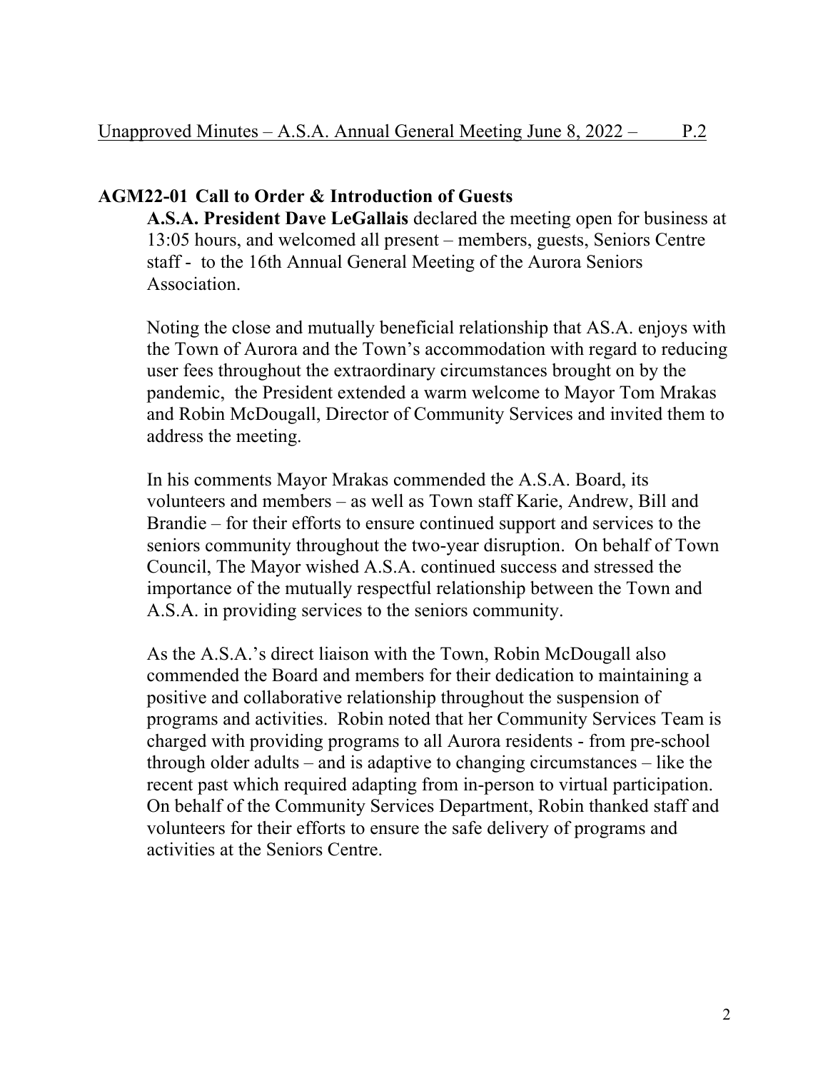## AGM22-01 Call to Order & Introduction of Guests

**A.S.A. President Dave LeGallais** declared the meeting open for business at 13:05 hours, and welcomed all present – members, guests, Seniors Centre staff - to the 16th Annual General Meeting of the Aurora Seniors Association.

Noting the close and mutually beneficial relationship that AS.A. enjoys with the Town of Aurora and the Town's accommodation with regard to reducing user fees throughout the extraordinary circumstances brought on by the pandemic, the President extended a warm welcome to Mayor Tom Mrakas and Robin McDougall, Director of Community Services and invited them to address the meeting.

In his comments Mayor Mrakas commended the A.S.A. Board, its volunteers and members – as well as Town staff Karie, Andrew, Bill and Brandie – for their efforts to ensure continued support and services to the seniors community throughout the two-year disruption. On behalf of Town Council, The Mayor wished A.S.A. continued success and stressed the importance of the mutually respectful relationship between the Town and A.S.A. in providing services to the seniors community.

As the A.S.A.'s direct liaison with the Town, Robin McDougall also commended the Board and members for their dedication to maintaining a positive and collaborative relationship throughout the suspension of programs and activities. Robin noted that her Community Services Team is charged with providing programs to all Aurora residents - from pre-school through older adults – and is adaptive to changing circumstances – like the recent past which required adapting from in-person to virtual participation. On behalf of the Community Services Department, Robin thanked staff and volunteers for their efforts to ensure the safe delivery of programs and activities at the Seniors Centre.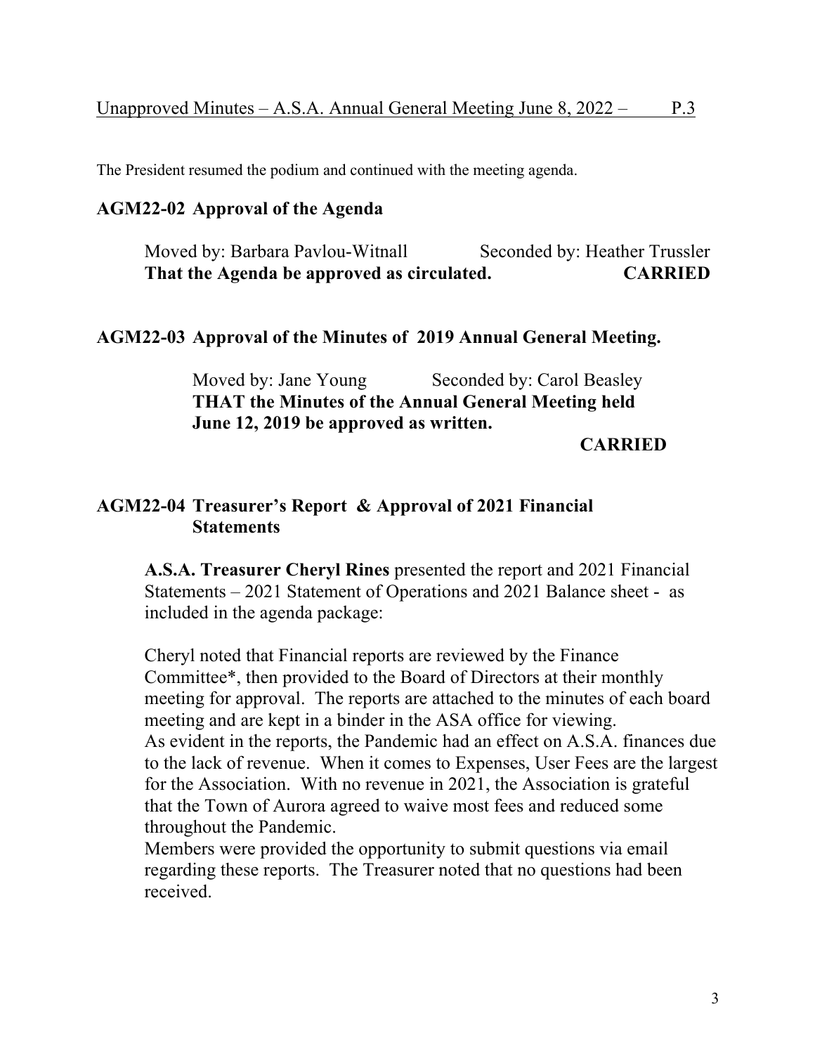The President resumed the podium and continued with the meeting agenda.

## AGM22-02 Approval of the Agenda

Moved by: Barbara Pavlou-Witnall Seconded by: Heather Trussler
**That the Agenda be approved as circulated. CARRIED**

## AGM22-03 Approval of the Minutes of 2019 Annual General Meeting.

Moved by: Jane Young Seconded by: Carol Beasley
**THAT the Minutes of the Annual General Meeting held June 12, 2019 be approved as written.**

**CARRIED**

## AGM22-04 Treasurer's Report & Approval of 2021 Financial Statements

**A.S.A. Treasurer Cheryl Rines** presented the report and 2021 Financial Statements – 2021 Statement of Operations and 2021 Balance sheet - as included in the agenda package:

Cheryl noted that Financial reports are reviewed by the Finance Committee*, then provided to the Board of Directors at their monthly meeting for approval. The reports are attached to the minutes of each board meeting and are kept in a binder in the ASA office for viewing.
As evident in the reports, the Pandemic had an effect on A.S.A. finances due to the lack of revenue. When it comes to Expenses, User Fees are the largest for the Association. With no revenue in 2021, the Association is grateful that the Town of Aurora agreed to waive most fees and reduced some throughout the Pandemic.
Members were provided the opportunity to submit questions via email regarding these reports. The Treasurer noted that no questions had been received.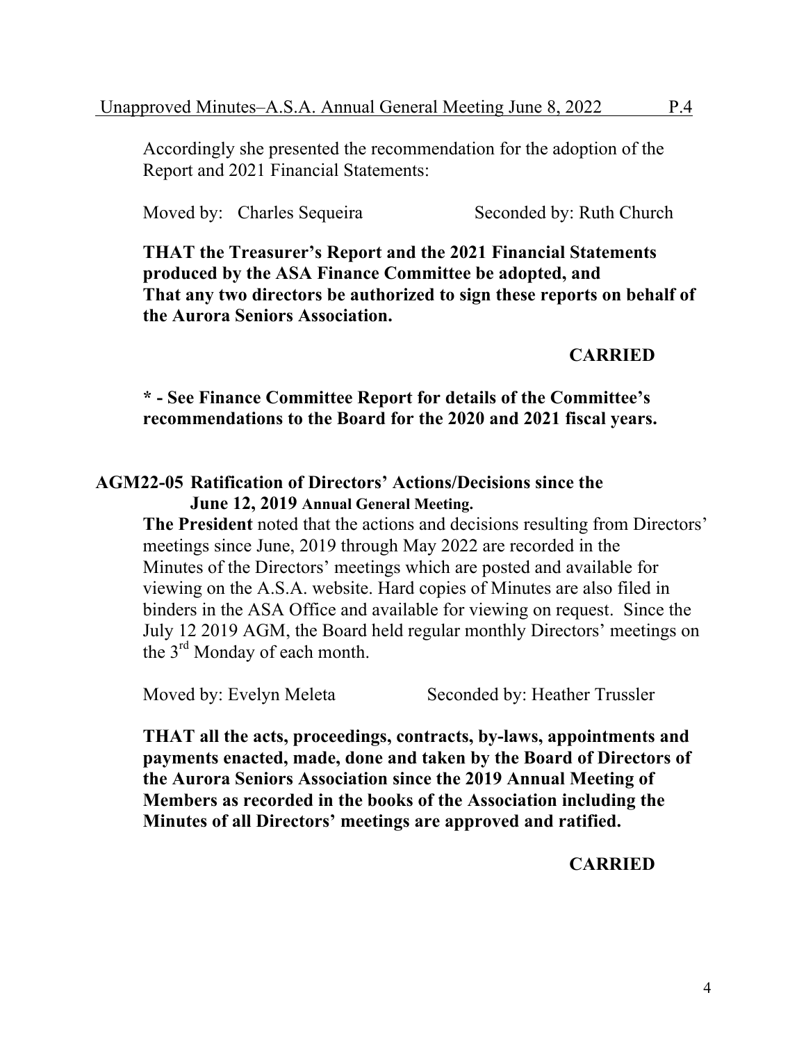Accordingly she presented the recommendation for the adoption of the Report and 2021 Financial Statements:

Moved by: Charles Sequeira Seconded by: Ruth Church

**THAT the Treasurer's Report and the 2021 Financial Statements produced by the ASA Finance Committee be adopted, and That any two directors be authorized to sign these reports on behalf of the Aurora Seniors Association.**

**CARRIED**

**\* - See Finance Committee Report for details of the Committee's recommendations to the Board for the 2020 and 2021 fiscal years.**

**AGM22-05 Ratification of Directors' Actions/Decisions since the June 12, 2019 Annual General Meeting.**

**The President** noted that the actions and decisions resulting from Directors' meetings since June, 2019 through May 2022 are recorded in the Minutes of the Directors' meetings which are posted and available for viewing on the A.S.A. website. Hard copies of Minutes are also filed in binders in the ASA Office and available for viewing on request. Since the July 12 2019 AGM, the Board held regular monthly Directors' meetings on the 3rd Monday of each month.

Moved by: Evelyn Meleta Seconded by: Heather Trussler

**THAT all the acts, proceedings, contracts, by-laws, appointments and payments enacted, made, done and taken by the Board of Directors of the Aurora Seniors Association since the 2019 Annual Meeting of Members as recorded in the books of the Association including the Minutes of all Directors' meetings are approved and ratified.**

**CARRIED**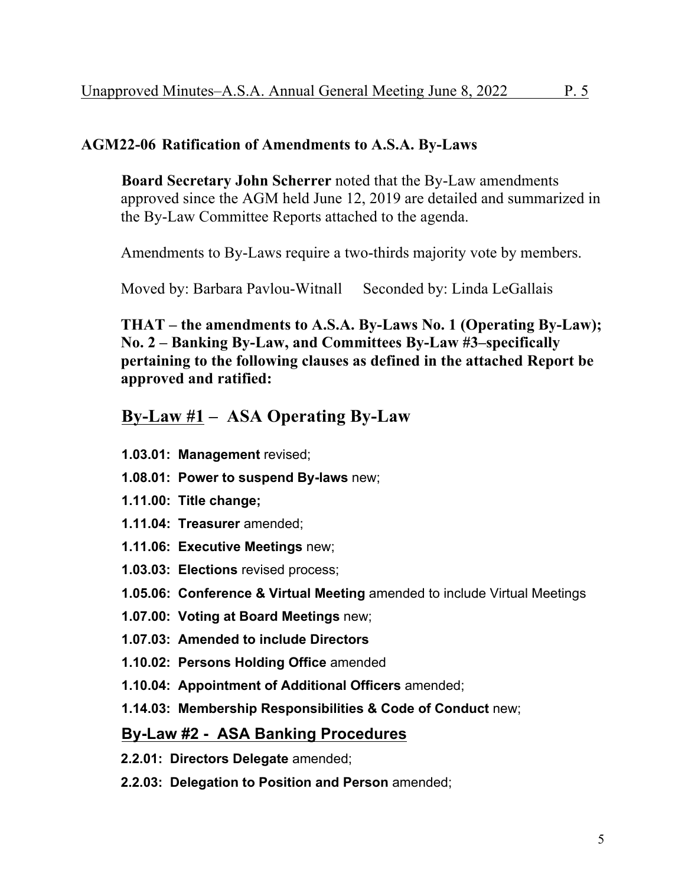## AGM22-06 Ratification of Amendments to A.S.A. By-Laws

**Board Secretary John Scherrer** noted that the By-Law amendments approved since the AGM held June 12, 2019 are detailed and summarized in the By-Law Committee Reports attached to the agenda.

Amendments to By-Laws require a two-thirds majority vote by members.

Moved by: Barbara Pavlou-Witnall  Seconded by: Linda LeGallais

**THAT – the amendments to A.S.A. By-Laws No. 1 (Operating By-Law); No. 2 – Banking By-Law, and Committees By-Law #3–specifically pertaining to the following clauses as defined in the attached Report be approved and ratified:**

## By-Law #1 – ASA Operating By-Law

- **1.03.01: Management** revised;
- **1.08.01: Power to suspend By-laws** new;
- **1.11.00: Title change;**
- **1.11.04: Treasurer** amended;
- **1.11.06: Executive Meetings** new;
- **1.03.03: Elections** revised process;
- **1.05.06: Conference & Virtual Meeting** amended to include Virtual Meetings
- **1.07.00: Voting at Board Meetings** new;
- **1.07.03: Amended to include Directors**
- **1.10.02: Persons Holding Office** amended
- **1.10.04: Appointment of Additional Officers** amended;
- **1.14.03: Membership Responsibilities & Code of Conduct** new;

## By-Law #2 - ASA Banking Procedures

- **2.2.01: Directors Delegate** amended;
- **2.2.03: Delegation to Position and Person** amended;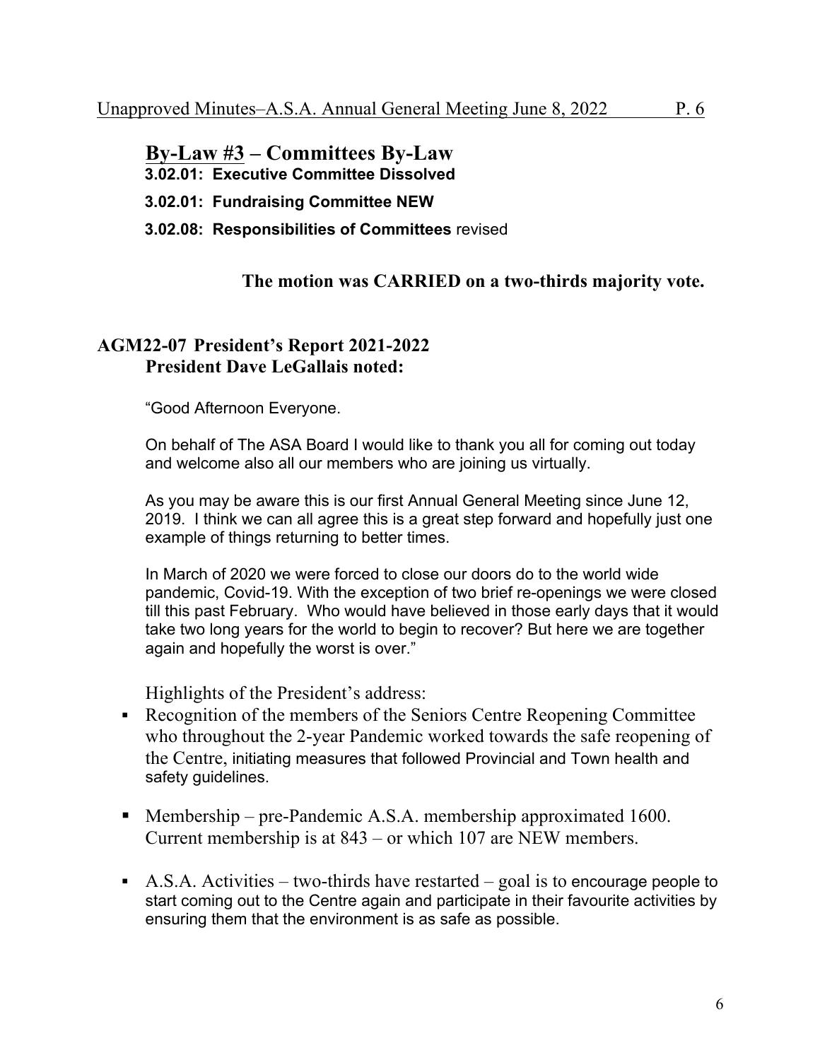## <u>By-Law #3</u> – Committees By-Law

**3.02.01: Executive Committee Dissolved**

**3.02.01: Fundraising Committee NEW**

**3.02.08: Responsibilities of Committees** revised

**The motion was CARRIED on a two-thirds majority vote.**

## AGM22-07 President's Report 2021-2022
### President Dave LeGallais noted:

"Good Afternoon Everyone.

On behalf of The ASA Board I would like to thank you all for coming out today and welcome also all our members who are joining us virtually.

As you may be aware this is our first Annual General Meeting since June 12, 2019. I think we can all agree this is a great step forward and hopefully just one example of things returning to better times.

In March of 2020 we were forced to close our doors do to the world wide pandemic, Covid-19. With the exception of two brief re-openings we were closed till this past February. Who would have believed in those early days that it would take two long years for the world to begin to recover? But here we are together again and hopefully the worst is over."

Highlights of the President's address:

- Recognition of the members of the Seniors Centre Reopening Committee who throughout the 2-year Pandemic worked towards the safe reopening of the Centre, initiating measures that followed Provincial and Town health and safety guidelines.
- Membership – pre-Pandemic A.S.A. membership approximated 1600. Current membership is at 843 – or which 107 are NEW members.
- A.S.A. Activities – two-thirds have restarted – goal is to encourage people to start coming out to the Centre again and participate in their favourite activities by ensuring them that the environment is as safe as possible.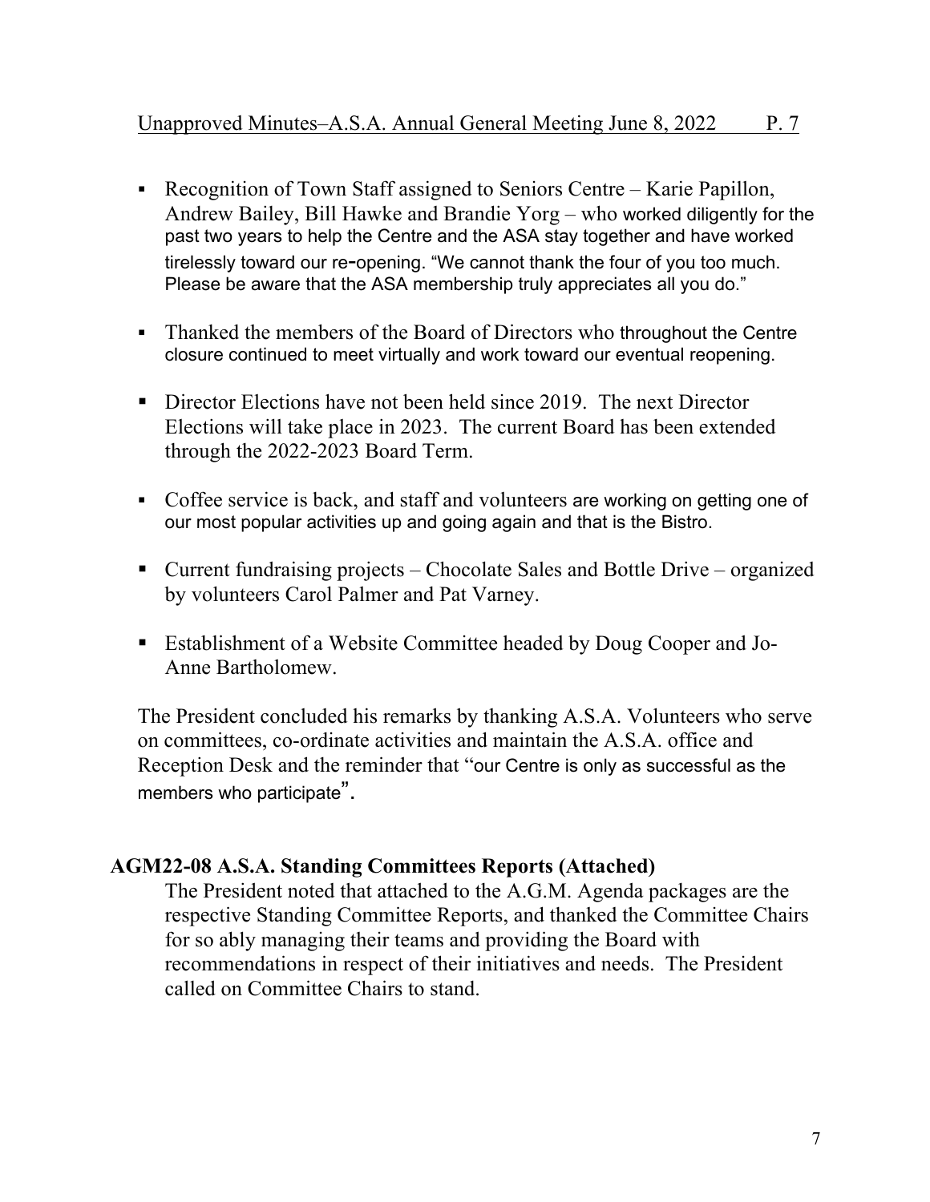- Recognition of Town Staff assigned to Seniors Centre – Karie Papillon, Andrew Bailey, Bill Hawke and Brandie Yorg – who worked diligently for the past two years to help the Centre and the ASA stay together and have worked tirelessly toward our re-opening. "We cannot thank the four of you too much. Please be aware that the ASA membership truly appreciates all you do."

- Thanked the members of the Board of Directors who throughout the Centre closure continued to meet virtually and work toward our eventual reopening.

- Director Elections have not been held since 2019. The next Director Elections will take place in 2023. The current Board has been extended through the 2022-2023 Board Term.

- Coffee service is back, and staff and volunteers are working on getting one of our most popular activities up and going again and that is the Bistro.

- Current fundraising projects – Chocolate Sales and Bottle Drive – organized by volunteers Carol Palmer and Pat Varney.

- Establishment of a Website Committee headed by Doug Cooper and Jo-Anne Bartholomew.

The President concluded his remarks by thanking A.S.A. Volunteers who serve on committees, co-ordinate activities and maintain the A.S.A. office and Reception Desk and the reminder that "our Centre is only as successful as the members who participate".

### AGM22-08 A.S.A. Standing Committees Reports (Attached)

The President noted that attached to the A.G.M. Agenda packages are the respective Standing Committee Reports, and thanked the Committee Chairs for so ably managing their teams and providing the Board with recommendations in respect of their initiatives and needs. The President called on Committee Chairs to stand.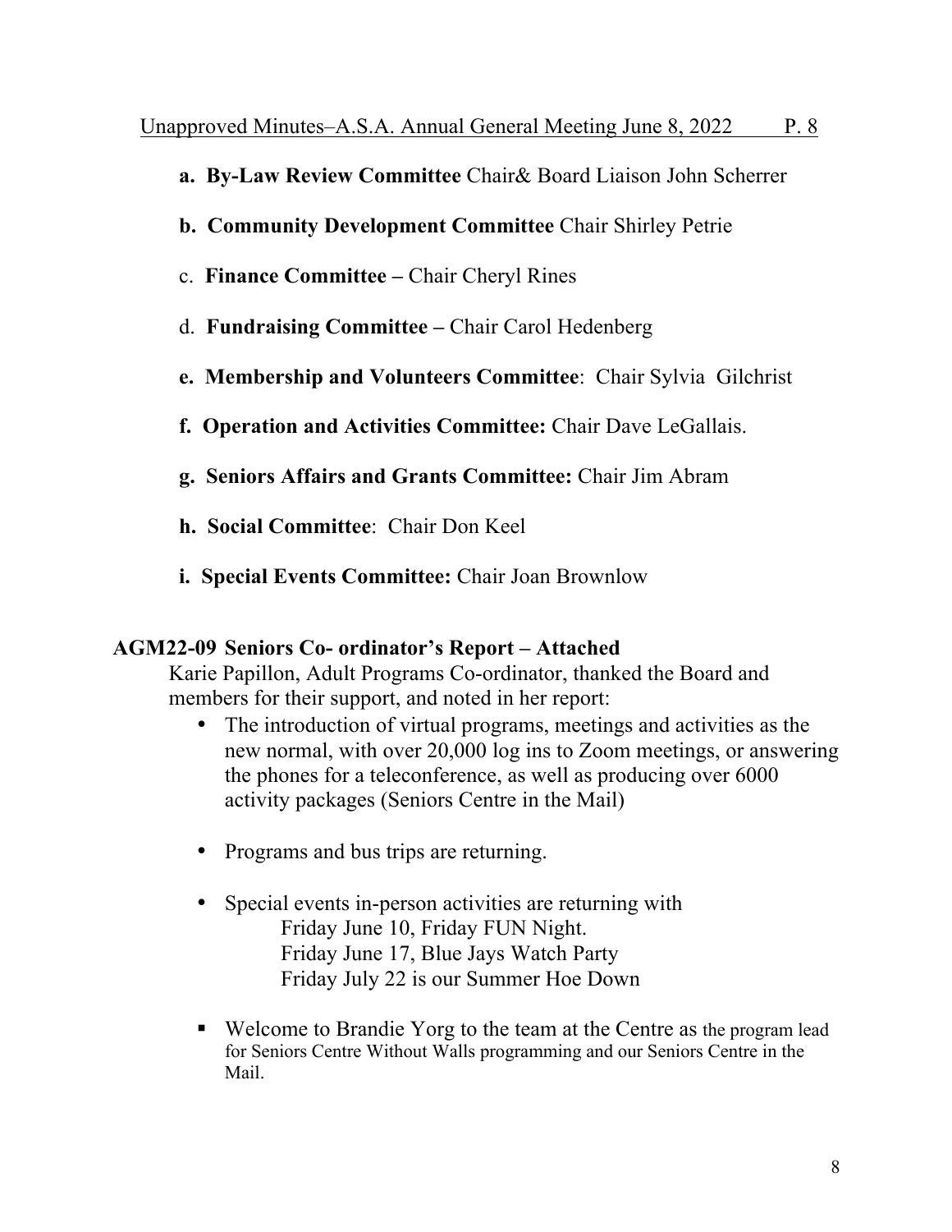a. **By-Law Review Committee** Chair& Board Liaison John Scherrer

b. **Community Development Committee** Chair Shirley Petrie

c. **Finance Committee –** Chair Cheryl Rines

d. **Fundraising Committee –** Chair Carol Hedenberg

e. **Membership and Volunteers Committee**: Chair Sylvia Gilchrist

f. **Operation and Activities Committee:** Chair Dave LeGallais.

g. **Seniors Affairs and Grants Committee:** Chair Jim Abram

h. **Social Committee**: Chair Don Keel

i. **Special Events Committee:** Chair Joan Brownlow

**AGM22-09 Seniors Co- ordinator's Report – Attached**

Karie Papillon, Adult Programs Co-ordinator, thanked the Board and members for their support, and noted in her report:

- The introduction of virtual programs, meetings and activities as the new normal, with over 20,000 log ins to Zoom meetings, or answering the phones for a teleconference, as well as producing over 6000 activity packages (Seniors Centre in the Mail)
- Programs and bus trips are returning.
- Special events in-person activities are returning with
  - Friday June 10, Friday FUN Night.
  - Friday June 17, Blue Jays Watch Party
  - Friday July 22 is our Summer Hoe Down
- Welcome to Brandie Yorg to the team at the Centre as the program lead for Seniors Centre Without Walls programming and our Seniors Centre in the Mail.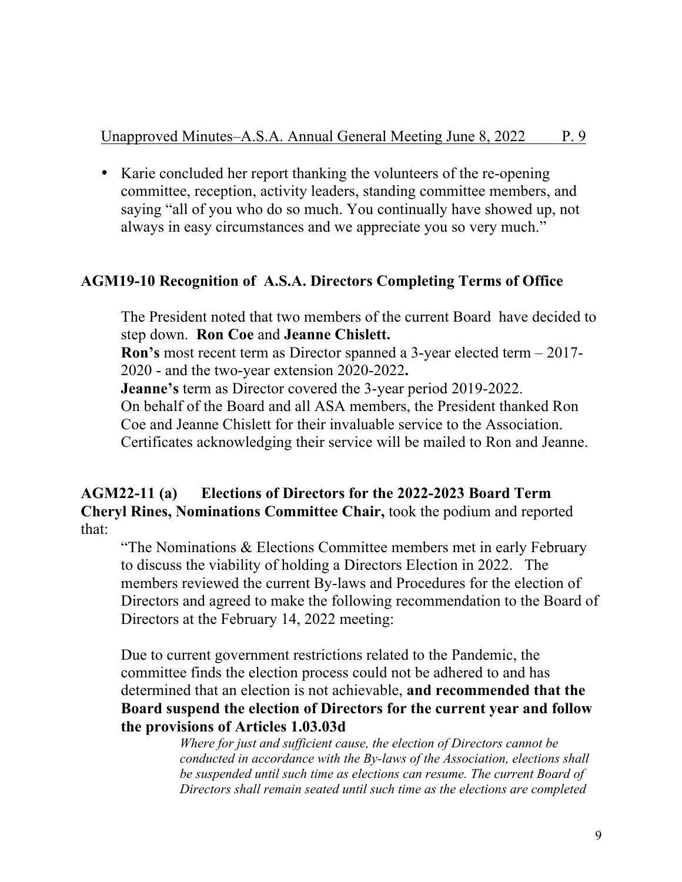- Karie concluded her report thanking the volunteers of the re-opening committee, reception, activity leaders, standing committee members, and saying "all of you who do so much. You continually have showed up, not always in easy circumstances and we appreciate you so very much."

## AGM19-10 Recognition of A.S.A. Directors Completing Terms of Office

The President noted that two members of the current Board have decided to step down. **Ron Coe** and **Jeanne Chislett.**

**Ron's** most recent term as Director spanned a 3-year elected term – 2017-2020 - and the two-year extension 2020-2022**.**

**Jeanne's** term as Director covered the 3-year period 2019-2022.

On behalf of the Board and all ASA members, the President thanked Ron Coe and Jeanne Chislett for their invaluable service to the Association. Certificates acknowledging their service will be mailed to Ron and Jeanne.

## AGM22-11 (a) Elections of Directors for the 2022-2023 Board Term

**Cheryl Rines, Nominations Committee Chair,** took the podium and reported that:

"The Nominations & Elections Committee members met in early February to discuss the viability of holding a Directors Election in 2022. The members reviewed the current By-laws and Procedures for the election of Directors and agreed to make the following recommendation to the Board of Directors at the February 14, 2022 meeting:

Due to current government restrictions related to the Pandemic, the committee finds the election process could not be adhered to and has determined that an election is not achievable, **and recommended that the Board suspend the election of Directors for the current year and follow the provisions of Articles 1.03.03d**

*Where for just and sufficient cause, the election of Directors cannot be conducted in accordance with the By-laws of the Association, elections shall be suspended until such time as elections can resume. The current Board of Directors shall remain seated until such time as the elections are completed*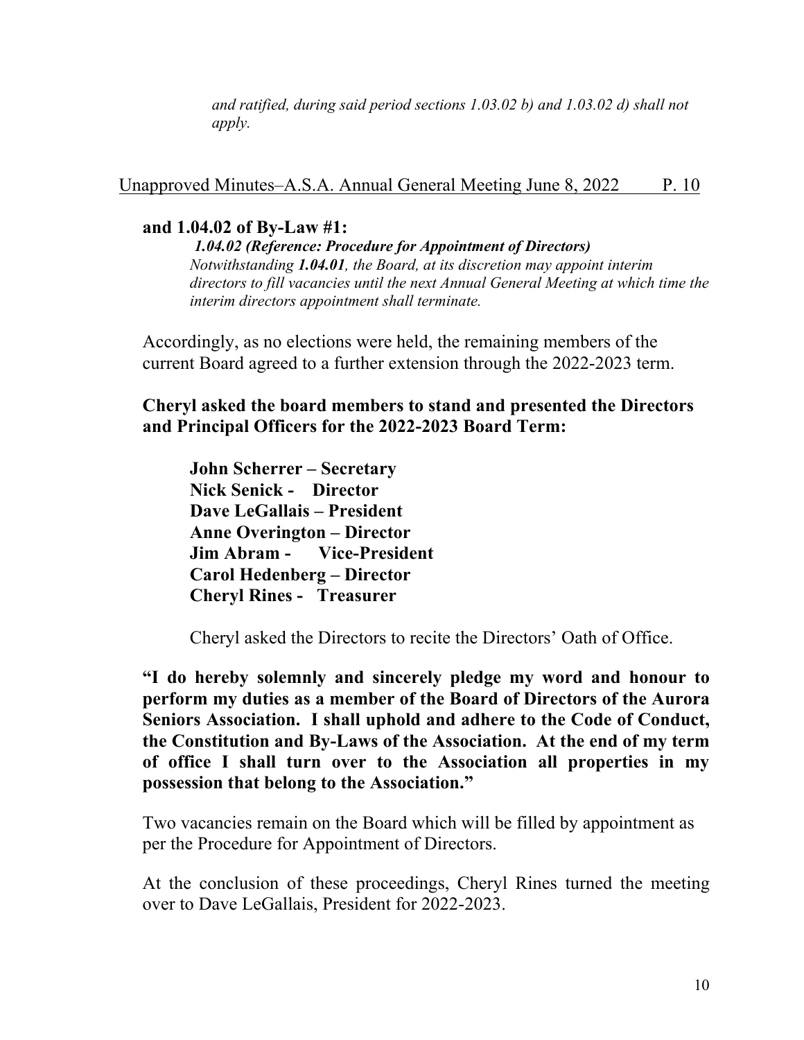*and ratified, during said period sections 1.03.02 b) and 1.03.02 d) shall not apply.*

Unapproved Minutes–A.S.A. Annual General Meeting June 8, 2022 P. 10

**and 1.04.02 of By-Law #1:**

***1.04.02 (Reference: Procedure for Appointment of Directors)***
*Notwithstanding **1.04.01**, the Board, at its discretion may appoint interim directors to fill vacancies until the next Annual General Meeting at which time the interim directors appointment shall terminate.*

Accordingly, as no elections were held, the remaining members of the current Board agreed to a further extension through the 2022-2023 term.

**Cheryl asked the board members to stand and presented the Directors and Principal Officers for the 2022-2023 Board Term:**

**John Scherrer – Secretary**
**Nick Senick - Director**
**Dave LeGallais – President**
**Anne Overington – Director**
**Jim Abram - Vice-President**
**Carol Hedenberg – Director**
**Cheryl Rines - Treasurer**

Cheryl asked the Directors to recite the Directors' Oath of Office.

**"I do hereby solemnly and sincerely pledge my word and honour to perform my duties as a member of the Board of Directors of the Aurora Seniors Association. I shall uphold and adhere to the Code of Conduct, the Constitution and By-Laws of the Association. At the end of my term of office I shall turn over to the Association all properties in my possession that belong to the Association."**

Two vacancies remain on the Board which will be filled by appointment as per the Procedure for Appointment of Directors.

At the conclusion of these proceedings, Cheryl Rines turned the meeting over to Dave LeGallais, President for 2022-2023.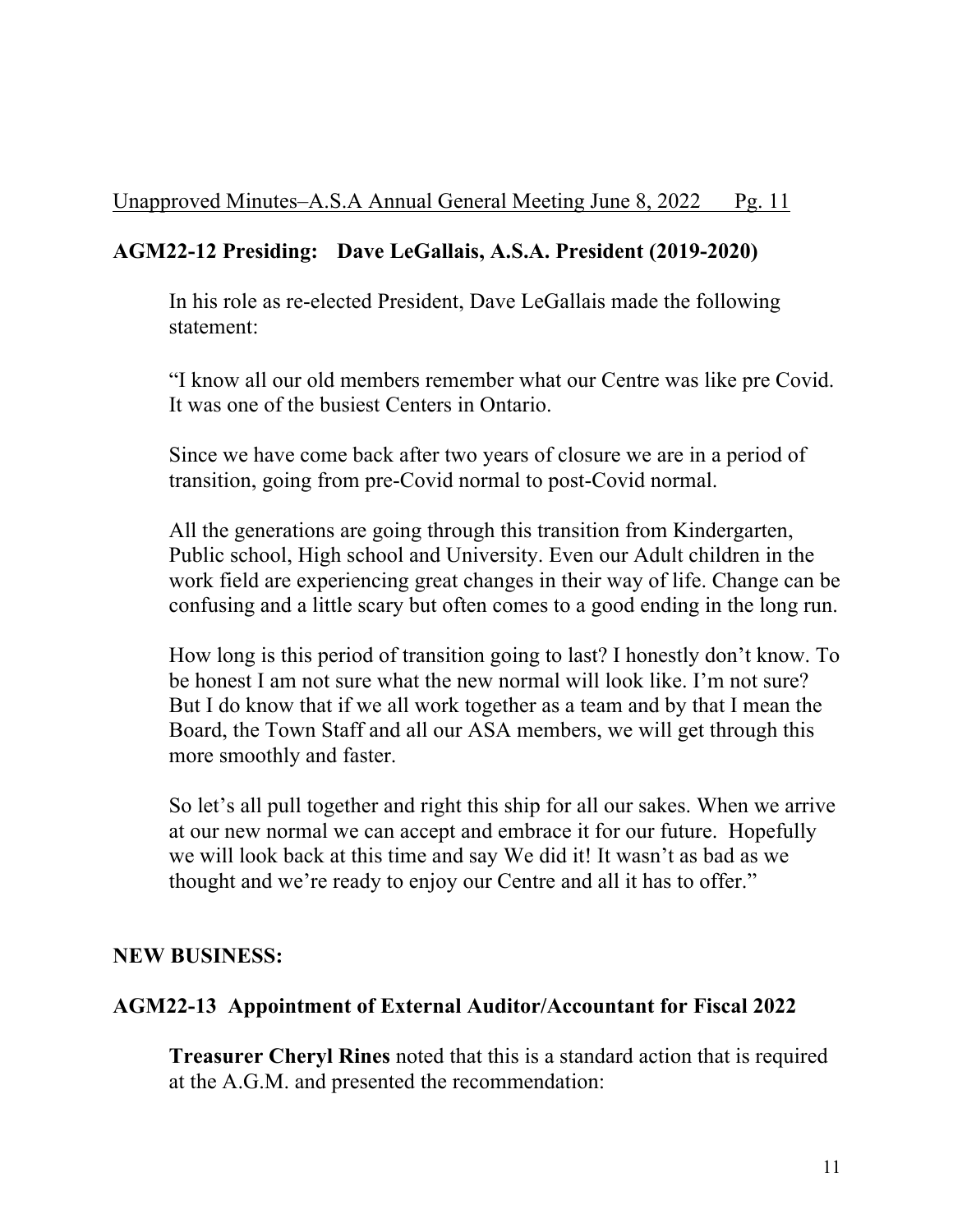**AGM22-12 Presiding: Dave LeGallais, A.S.A. President (2019-2020)**

In his role as re-elected President, Dave LeGallais made the following statement:

"I know all our old members remember what our Centre was like pre Covid. It was one of the busiest Centers in Ontario.

Since we have come back after two years of closure we are in a period of transition, going from pre-Covid normal to post-Covid normal.

All the generations are going through this transition from Kindergarten, Public school, High school and University. Even our Adult children in the work field are experiencing great changes in their way of life. Change can be confusing and a little scary but often comes to a good ending in the long run.

How long is this period of transition going to last? I honestly don't know. To be honest I am not sure what the new normal will look like. I'm not sure? But I do know that if we all work together as a team and by that I mean the Board, the Town Staff and all our ASA members, we will get through this more smoothly and faster.

So let's all pull together and right this ship for all our sakes. When we arrive at our new normal we can accept and embrace it for our future. Hopefully we will look back at this time and say We did it! It wasn't as bad as we thought and we're ready to enjoy our Centre and all it has to offer."

**NEW BUSINESS:**

**AGM22-13 Appointment of External Auditor/Accountant for Fiscal 2022**

**Treasurer Cheryl Rines** noted that this is a standard action that is required at the A.G.M. and presented the recommendation: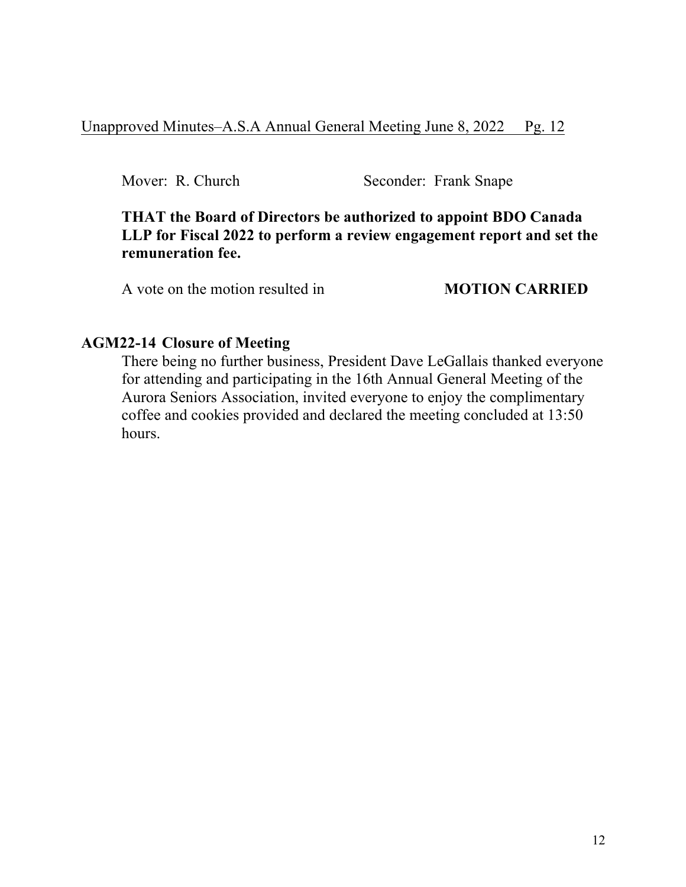Mover: R. Church Seconder: Frank Snape

**THAT the Board of Directors be authorized to appoint BDO Canada LLP for Fiscal 2022 to perform a review engagement report and set the remuneration fee.**

A vote on the motion resulted in **MOTION CARRIED**

## AGM22-14 Closure of Meeting

There being no further business, President Dave LeGallais thanked everyone for attending and participating in the 16th Annual General Meeting of the Aurora Seniors Association, invited everyone to enjoy the complimentary coffee and cookies provided and declared the meeting concluded at 13:50 hours.